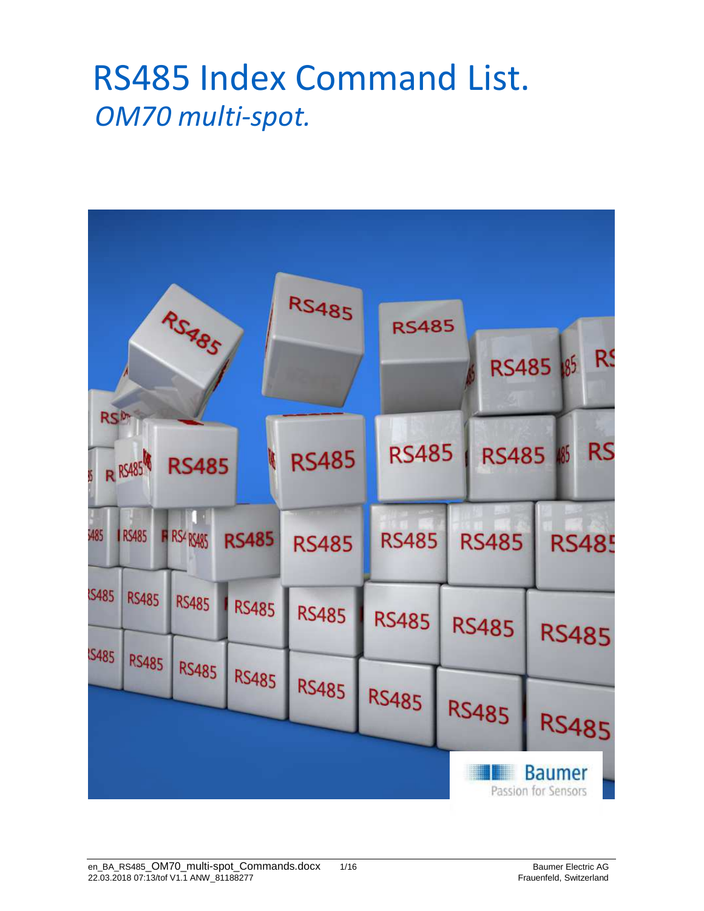# RS485 Index Command List.

## *OM70 multi-spot.*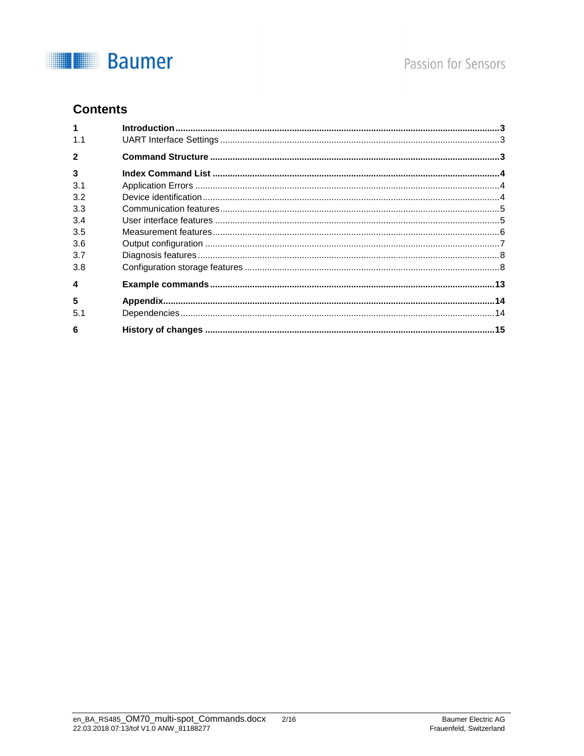## Contents

| | | |
|---|---|---|
| **1** | **Introduction** | **3** |
| 1.1 | UART Interface Settings | 3 |
| **2** | **Command Structure** | **3** |
| **3** | **Index Command List** | **4** |
| 3.1 | Application Errors | 4 |
| 3.2 | Device identification | 4 |
| 3.3 | Communication features | 5 |
| 3.4 | User interface features | 5 |
| 3.5 | Measurement features | 6 |
| 3.6 | Output configuration | 7 |
| 3.7 | Diagnosis features | 8 |
| 3.8 | Configuration storage features | 8 |
| **4** | **Example commands** | **13** |
| **5** | **Appendix** | **14** |
| 5.1 | Dependencies | 14 |
| **6** | **History of changes** | **15** |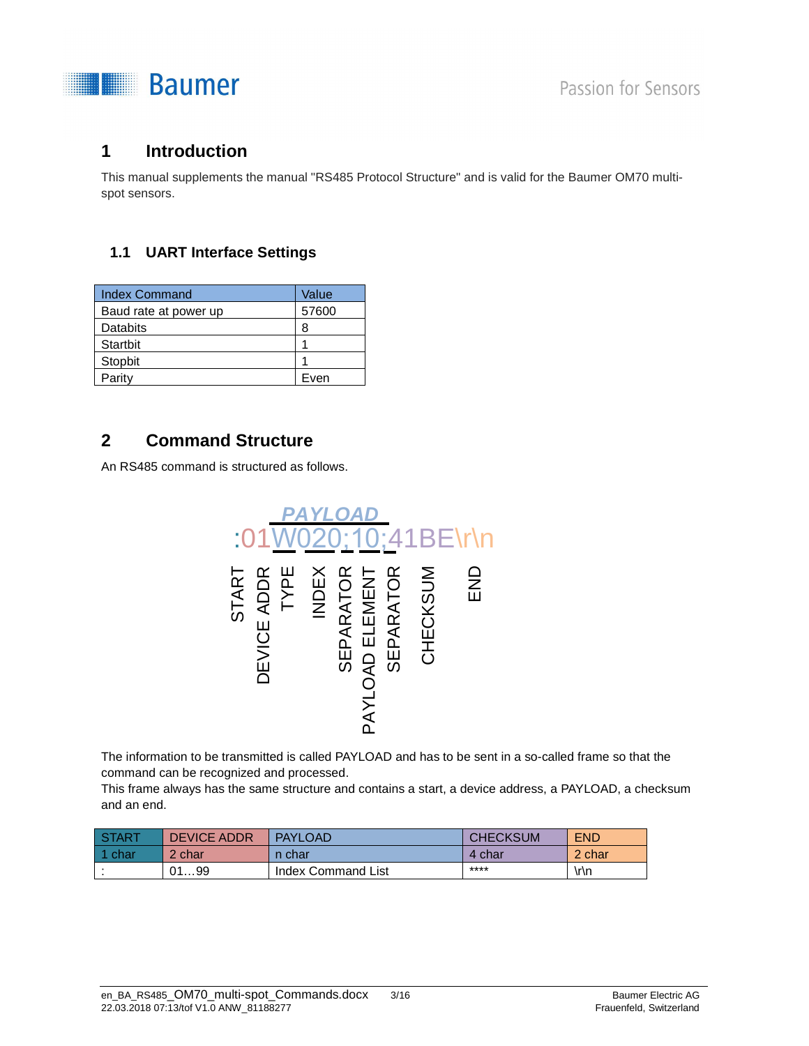# 1 Introduction

This manual supplements the manual "RS485 Protocol Structure" and is valid for the Baumer OM70 multi-spot sensors.

## 1.1 UART Interface Settings

| Index Command | Value |
|---|---|
| Baud rate at power up | 57600 |
| Databits | 8 |
| Startbit | 1 |
| Stopbit | 1 |
| Parity | Even |

# 2 Command Structure

An RS485 command is structured as follows.

PAYLOAD

:01W020;10;41BE\r\n

START, DEVICE ADDR, TYPE, INDEX, SEPARATOR, PAYLOAD ELEMENT, SEPARATOR, CHECKSUM, END

The information to be transmitted is called PAYLOAD and has to be sent in a so-called frame so that the command can be recognized and processed.
This frame always has the same structure and contains a start, a device address, a PAYLOAD, a checksum and an end.

| START | DEVICE ADDR | PAYLOAD | CHECKSUM | END |
|---|---|---|---|---|
| 1 char | 2 char | n char | 4 char | 2 char |
| : | 01…99 | Index Command List | **** | \r\n |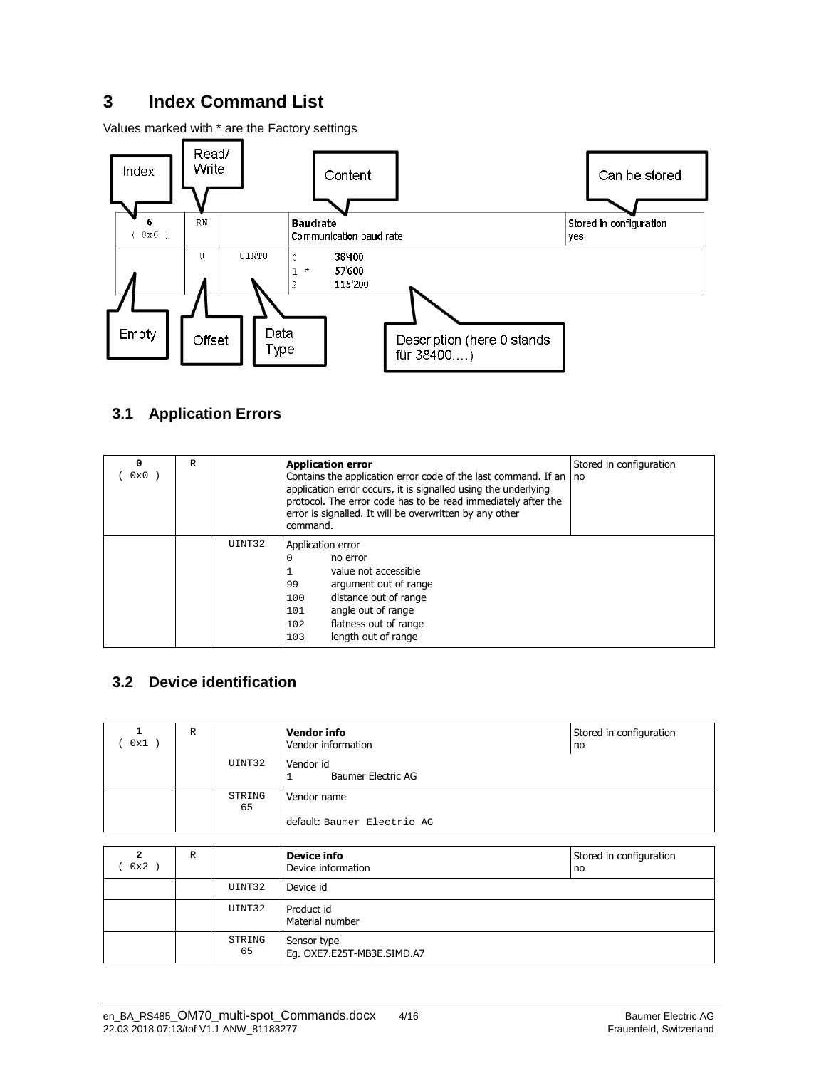# 3 Index Command List

Values marked with * are the Factory settings

| Index | Read/Write | Data Type | Content | Can be stored |
|---|---|---|---|---|
| 6 ( 0x6 ) | RW | | **Baudrate** Communication baud rate | Stored in configuration yes |
| Empty | 0 (Offset) | UINT8 | 0 38'400<br>1 * 57'600<br>2 115'200 | |

Description (here 0 stands für 38400….)

## 3.1 Application Errors

| | | | | |
|---|---|---|---|---|
| 0 ( 0x0 ) | R | | **Application error** Contains the application error code of the last command. If an application error occurs, it is signalled using the underlying protocol. The error code has to be read immediately after the error is signalled. It will be overwritten by any other command. | Stored in configuration no |
| | | UINT32 | Application error<br>0 no error<br>1 value not accessible<br>99 argument out of range<br>100 distance out of range<br>101 angle out of range<br>102 flatness out of range<br>103 length out of range | |

## 3.2 Device identification

| | | | | |
|---|---|---|---|---|
| 1 ( 0x1 ) | R | | **Vendor info** Vendor information | Stored in configuration no |
| | | UINT32 | Vendor id<br>1 Baumer Electric AG | |
| | | STRING 65 | Vendor name<br><br>default: Baumer Electric AG | |

| | | | | |
|---|---|---|---|---|
| 2 ( 0x2 ) | R | | **Device info** Device information | Stored in configuration no |
| | | UINT32 | Device id | |
| | | UINT32 | Product id<br>Material number | |
| | | STRING 65 | Sensor type<br>Eg. OXE7.E25T-MB3E.SIMD.A7 | |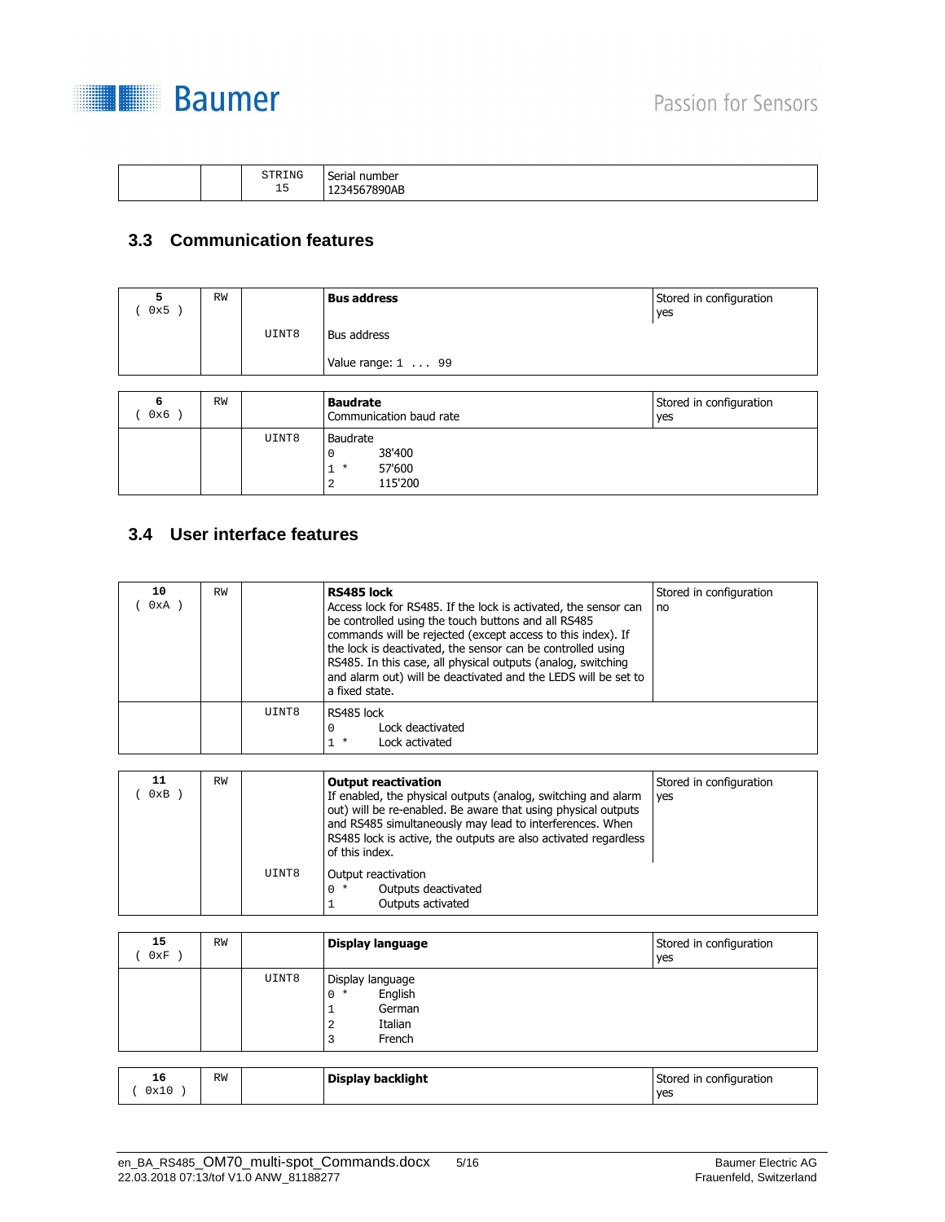| | | STRING 15 | Serial number 1234567890AB |
|---|---|---|---|

## 3.3 Communication features

| 5 ( 0x5 ) | RW | | **Bus address** | Stored in configuration yes |
|---|---|---|---|---|
| | | UINT8 | Bus address<br>Value range: 1 ... 99 | |

| 6 ( 0x6 ) | RW | | **Baudrate**<br>Communication baud rate | Stored in configuration yes |
|---|---|---|---|---|
| | | UINT8 | Baudrate<br>0 38'400<br>1 * 57'600<br>2 115'200 | |

## 3.4 User interface features

| 10 ( 0xA ) | RW | | **RS485 lock**<br>Access lock for RS485. If the lock is activated, the sensor can be controlled using the touch buttons and all RS485 commands will be rejected (except access to this index). If the lock is deactivated, the sensor can be controlled using RS485. In this case, all physical outputs (analog, switching and alarm out) will be deactivated and the LEDS will be set to a fixed state. | Stored in configuration no |
|---|---|---|---|---|
| | | UINT8 | RS485 lock<br>0 Lock deactivated<br>1 * Lock activated | |

| 11 ( 0xB ) | RW | | **Output reactivation**<br>If enabled, the physical outputs (analog, switching and alarm out) will be re-enabled. Be aware that using physical outputs and RS485 simultaneously may lead to interferences. When RS485 lock is active, the outputs are also activated regardless of this index. | Stored in configuration yes |
|---|---|---|---|---|
| | | UINT8 | Output reactivation<br>0 * Outputs deactivated<br>1 Outputs activated | |

| 15 ( 0xF ) | RW | | **Display language** | Stored in configuration yes |
|---|---|---|---|---|
| | | UINT8 | Display language<br>0 * English<br>1 German<br>2 Italian<br>3 French | |

| 16 ( 0x10 ) | RW | | **Display backlight** | Stored in configuration yes |
|---|---|---|---|---|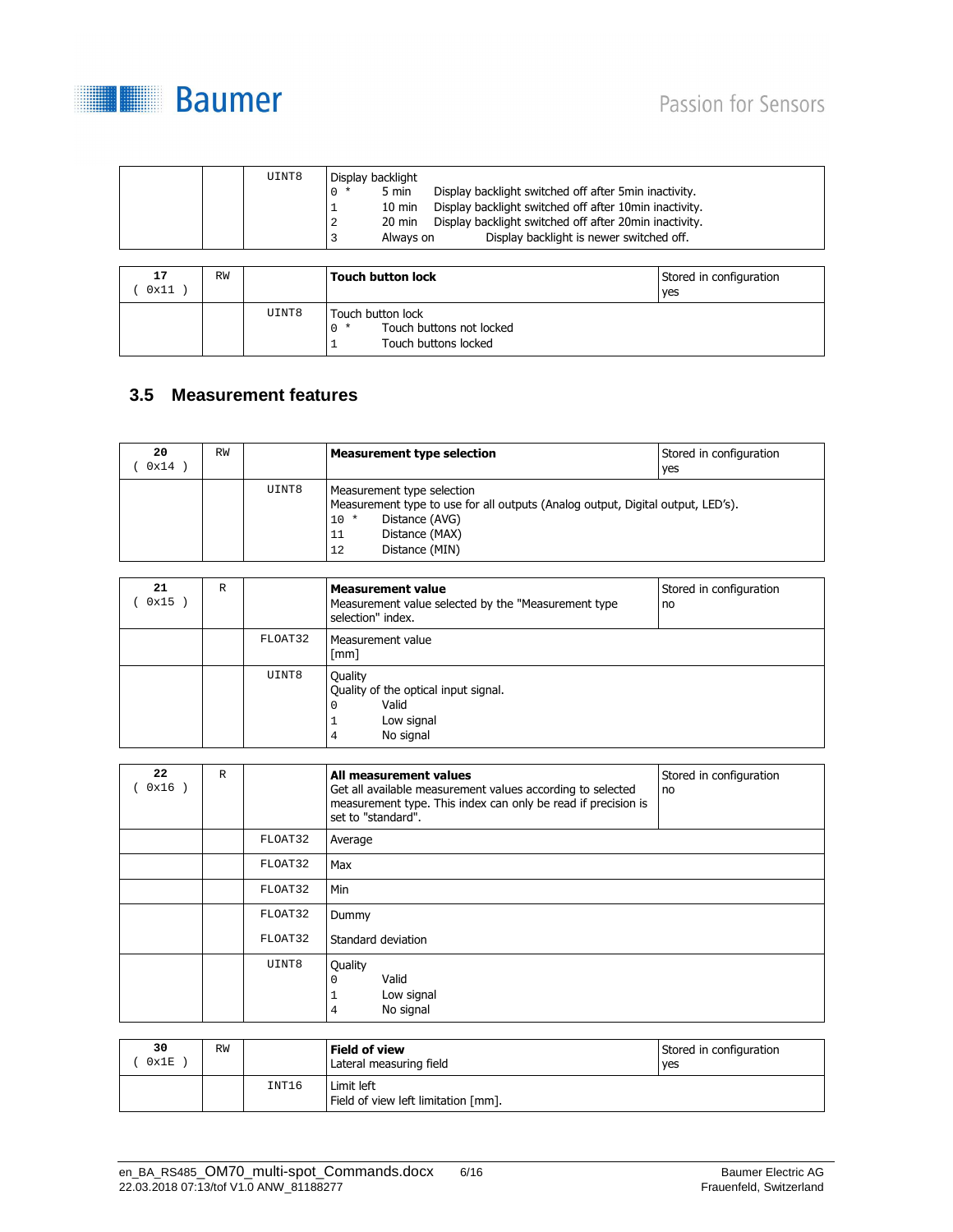| | | UINT8 | Display backlight<br>`0 *` 5 min Display backlight switched off after 5min inactivity.<br>`1` 10 min Display backlight switched off after 10min inactivity.<br>`2` 20 min Display backlight switched off after 20min inactivity.<br>`3` Always on Display backlight is newer switched off. | |
|---|---|---|---|---|

| 17<br>( 0x11 ) | RW | | **Touch button lock** | Stored in configuration<br>yes |
|---|---|---|---|---|
| | | UINT8 | Touch button lock<br>`0 *` Touch buttons not locked<br>`1` Touch buttons locked | |

## 3.5 Measurement features

| 20<br>( 0x14 ) | RW | | **Measurement type selection** | Stored in configuration<br>yes |
|---|---|---|---|---|
| | | UINT8 | Measurement type selection<br>Measurement type to use for all outputs (Analog output, Digital output, LED's).<br>`10 *` Distance (AVG)<br>`11` Distance (MAX)<br>`12` Distance (MIN) | |

| 21<br>( 0x15 ) | R | | **Measurement value**<br>Measurement value selected by the "Measurement type selection" index. | Stored in configuration<br>no |
|---|---|---|---|---|
| | | FLOAT32 | Measurement value<br>[mm] | |
| | | UINT8 | Quality<br>Quality of the optical input signal.<br>`0` Valid<br>`1` Low signal<br>`4` No signal | |

| 22<br>( 0x16 ) | R | | **All measurement values**<br>Get all available measurement values according to selected measurement type. This index can only be read if precision is set to "standard". | Stored in configuration<br>no |
|---|---|---|---|---|
| | | FLOAT32 | Average | |
| | | FLOAT32 | Max | |
| | | FLOAT32 | Min | |
| | | FLOAT32 | Dummy | |
| | | FLOAT32 | Standard deviation | |
| | | UINT8 | Quality<br>`0` Valid<br>`1` Low signal<br>`4` No signal | |

| 30<br>( 0x1E ) | RW | | **Field of view**<br>Lateral measuring field | Stored in configuration<br>yes |
|---|---|---|---|---|
| | | INT16 | Limit left<br>Field of view left limitation [mm]. | |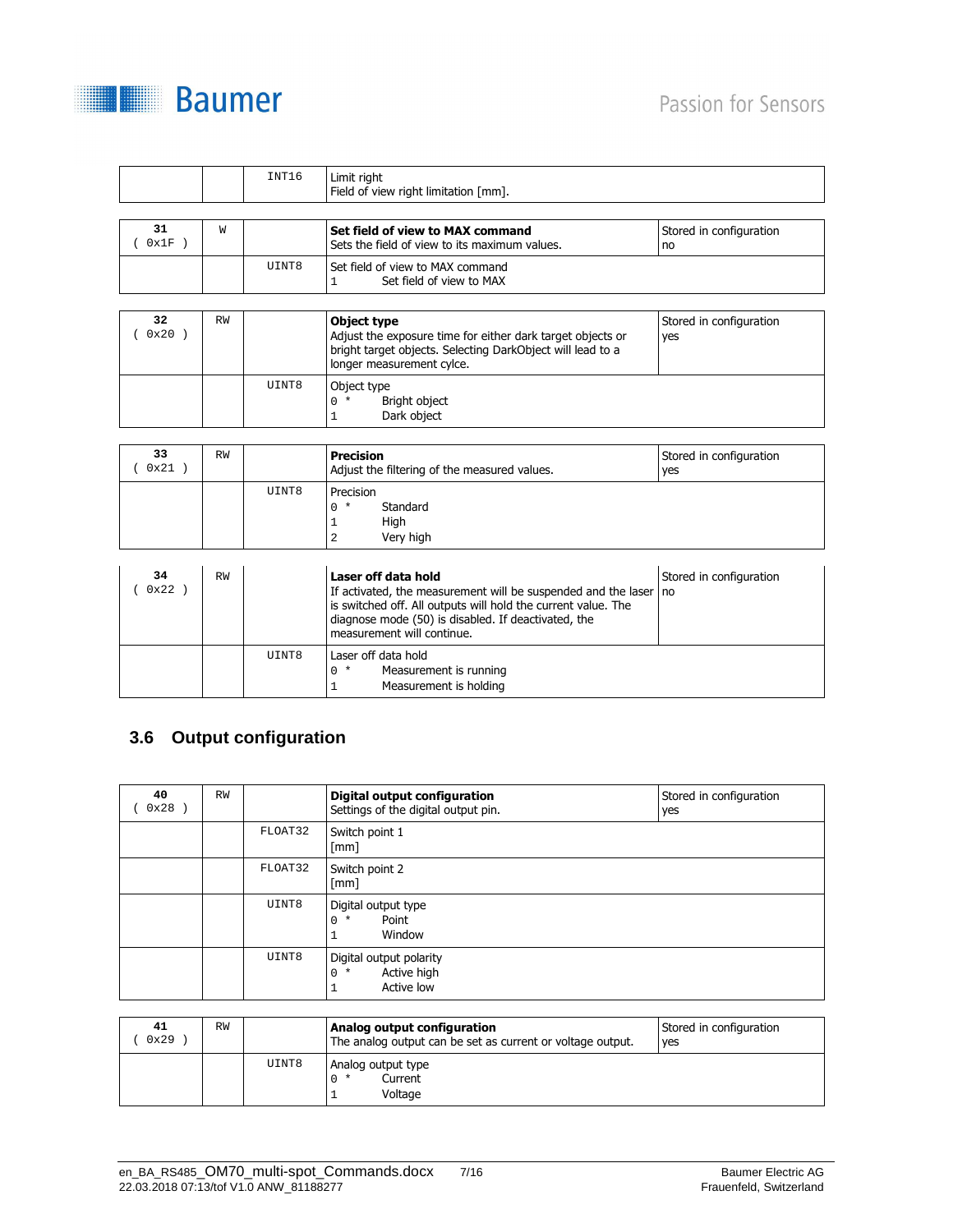| | | | | |
|---|---|---|---|---|
| | | INT16 | Limit right<br>Field of view right limitation [mm]. | |

| | | | | |
|---|---|---|---|---|
| **31**<br>( 0x1F ) | W | | **Set field of view to MAX command**<br>Sets the field of view to its maximum values. | Stored in configuration<br>no |
| | | UINT8 | Set field of view to MAX command<br>1 Set field of view to MAX | |

| | | | | |
|---|---|---|---|---|
| **32**<br>( 0x20 ) | RW | | **Object type**<br>Adjust the exposure time for either dark target objects or bright target objects. Selecting DarkObject will lead to a longer measurement cylce. | Stored in configuration<br>yes |
| | | UINT8 | Object type<br>0 * Bright object<br>1 Dark object | |

| | | | | |
|---|---|---|---|---|
| **33**<br>( 0x21 ) | RW | | **Precision**<br>Adjust the filtering of the measured values. | Stored in configuration<br>yes |
| | | UINT8 | Precision<br>0 * Standard<br>1 High<br>2 Very high | |

| | | | | |
|---|---|---|---|---|
| **34**<br>( 0x22 ) | RW | | **Laser off data hold**<br>If activated, the measurement will be suspended and the laser is switched off. All outputs will hold the current value. The diagnose mode (50) is disabled. If deactivated, the measurement will continue. | Stored in configuration<br>no |
| | | UINT8 | Laser off data hold<br>0 * Measurement is running<br>1 Measurement is holding | |

## 3.6 Output configuration

| | | | | |
|---|---|---|---|---|
| **40**<br>( 0x28 ) | RW | | **Digital output configuration**<br>Settings of the digital output pin. | Stored in configuration<br>yes |
| | | FLOAT32 | Switch point 1<br>[mm] | |
| | | FLOAT32 | Switch point 2<br>[mm] | |
| | | UINT8 | Digital output type<br>0 * Point<br>1 Window | |
| | | UINT8 | Digital output polarity<br>0 * Active high<br>1 Active low | |

| | | | | |
|---|---|---|---|---|
| **41**<br>( 0x29 ) | RW | | **Analog output configuration**<br>The analog output can be set as current or voltage output. | Stored in configuration<br>yes |
| | | UINT8 | Analog output type<br>0 * Current<br>1 Voltage | |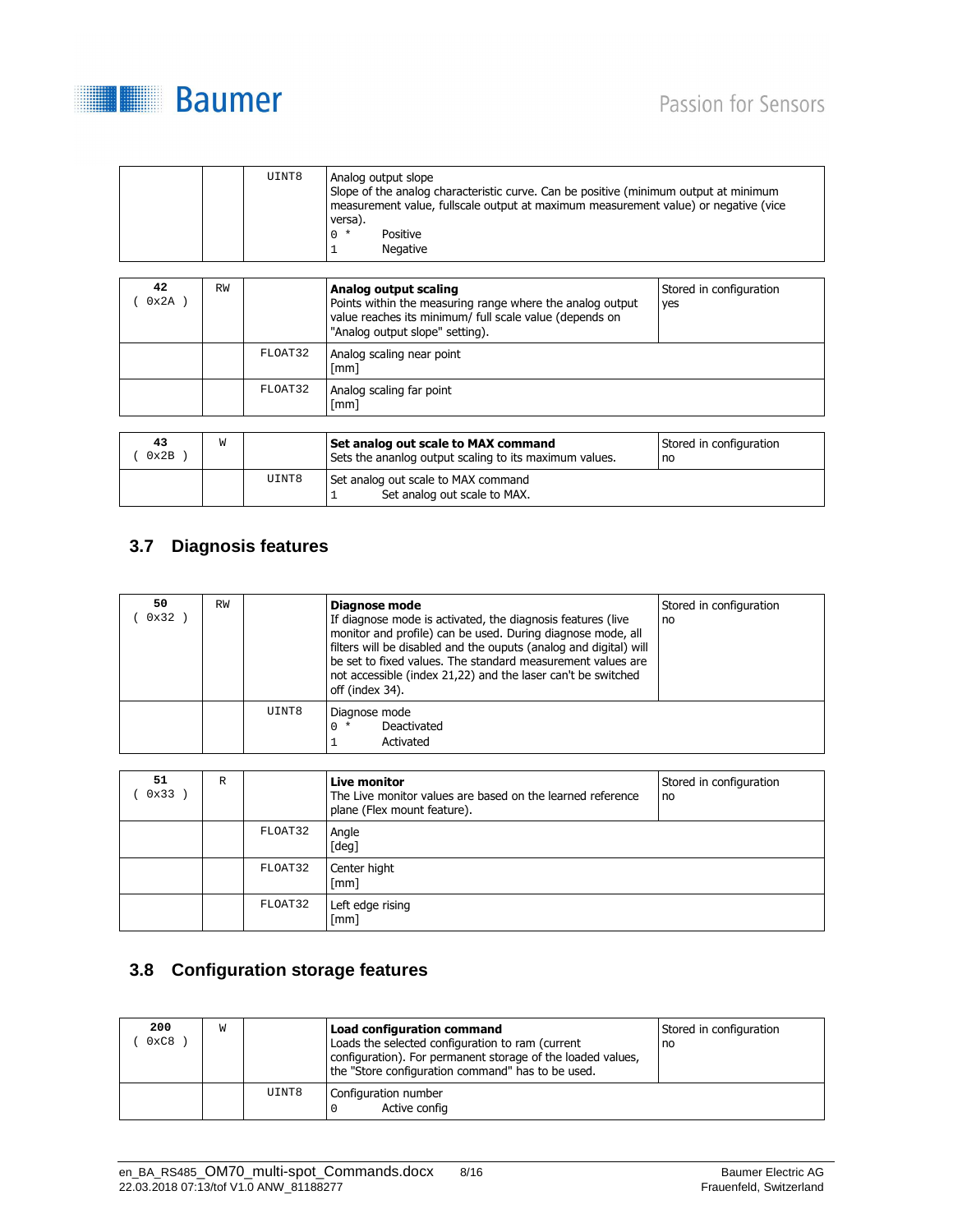| | | | | |
|---|---|---|---|---|
| | | UINT8 | Analog output slope<br>Slope of the analog characteristic curve. Can be positive (minimum output at minimum measurement value, fullscale output at maximum measurement value) or negative (vice versa).<br>0 * Positive<br>1 Negative | |

| | | | | |
|---|---|---|---|---|
| **42**<br>( 0x2A ) | RW | | **Analog output scaling**<br>Points within the measuring range where the analog output value reaches its minimum/ full scale value (depends on "Analog output slope" setting). | Stored in configuration<br>yes |
| | | FLOAT32 | Analog scaling near point<br>[mm] | |
| | | FLOAT32 | Analog scaling far point<br>[mm] | |

| | | | | |
|---|---|---|---|---|
| **43**<br>( 0x2B ) | W | | **Set analog out scale to MAX command**<br>Sets the ananlog output scaling to its maximum values. | Stored in configuration<br>no |
| | | UINT8 | Set analog out scale to MAX command<br>1 Set analog out scale to MAX. | |

## 3.7 Diagnosis features

| | | | | |
|---|---|---|---|---|
| **50**<br>( 0x32 ) | RW | | **Diagnose mode**<br>If diagnose mode is activated, the diagnosis features (live monitor and profile) can be used. During diagnose mode, all filters will be disabled and the ouputs (analog and digital) will be set to fixed values. The standard measurement values are not accessible (index 21,22) and the laser can't be switched off (index 34). | Stored in configuration<br>no |
| | | UINT8 | Diagnose mode<br>0 * Deactivated<br>1 Activated | |

| | | | | |
|---|---|---|---|---|
| **51**<br>( 0x33 ) | R | | **Live monitor**<br>The Live monitor values are based on the learned reference plane (Flex mount feature). | Stored in configuration<br>no |
| | | FLOAT32 | Angle<br>[deg] | |
| | | FLOAT32 | Center hight<br>[mm] | |
| | | FLOAT32 | Left edge rising<br>[mm] | |

## 3.8 Configuration storage features

| | | | | |
|---|---|---|---|---|
| **200**<br>( 0xC8 ) | W | | **Load configuration command**<br>Loads the selected configuration to ram (current configuration). For permanent storage of the loaded values, the "Store configuration command" has to be used. | Stored in configuration<br>no |
| | | UINT8 | Configuration number<br>0 Active config | |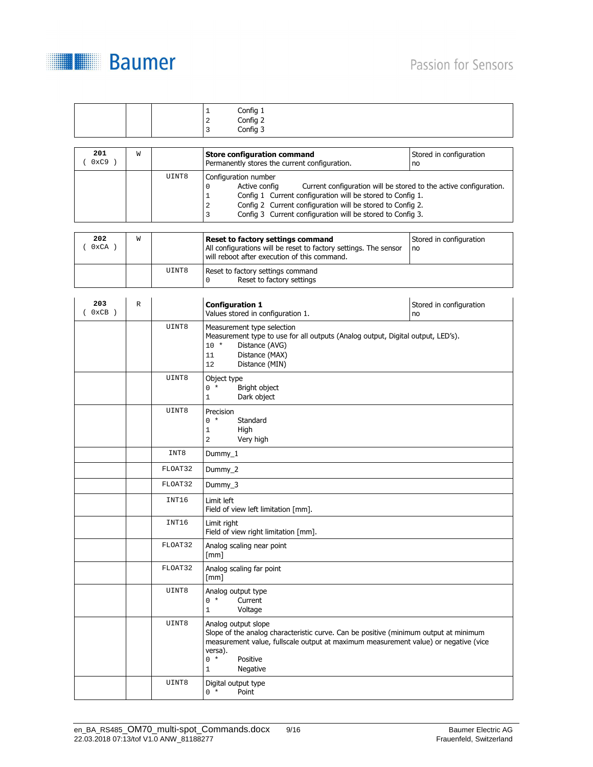| | | | | |
|---|---|---|---|---|
| | | | 1 Config 1<br>2 Config 2<br>3 Config 3 | |

| | | | | |
|---|---|---|---|---|
| **201**<br>( 0xC9 ) | W | | **Store configuration command**<br>Permanently stores the current configuration. | Stored in configuration<br>no |
| | | UINT8 | Configuration number<br>0 Active config Current configuration will be stored to the active configuration.<br>1 Config 1 Current configuration will be stored to Config 1.<br>2 Config 2 Current configuration will be stored to Config 2.<br>3 Config 3 Current configuration will be stored to Config 3. | |

| | | | | |
|---|---|---|---|---|
| **202**<br>( 0xCA ) | W | | **Reset to factory settings command**<br>All configurations will be reset to factory settings. The sensor will reboot after execution of this command. | Stored in configuration<br>no |
| | | UINT8 | Reset to factory settings command<br>0 Reset to factory settings | |

| | | | | |
|---|---|---|---|---|
| **203**<br>( 0xCB ) | R | | **Configuration 1**<br>Values stored in configuration 1. | Stored in configuration<br>no |
| | | UINT8 | Measurement type selection<br>Measurement type to use for all outputs (Analog output, Digital output, LED's).<br>10 * Distance (AVG)<br>11 Distance (MAX)<br>12 Distance (MIN) | |
| | | UINT8 | Object type<br>0 * Bright object<br>1 Dark object | |
| | | UINT8 | Precision<br>0 * Standard<br>1 High<br>2 Very high | |
| | | INT8 | Dummy_1 | |
| | | FLOAT32 | Dummy_2 | |
| | | FLOAT32 | Dummy_3 | |
| | | INT16 | Limit left<br>Field of view left limitation [mm]. | |
| | | INT16 | Limit right<br>Field of view right limitation [mm]. | |
| | | FLOAT32 | Analog scaling near point<br>[mm] | |
| | | FLOAT32 | Analog scaling far point<br>[mm] | |
| | | UINT8 | Analog output type<br>0 * Current<br>1 Voltage | |
| | | UINT8 | Analog output slope<br>Slope of the analog characteristic curve. Can be positive (minimum output at minimum measurement value, fullscale output at maximum measurement value) or negative (vice versa).<br>0 * Positive<br>1 Negative | |
| | | UINT8 | Digital output type<br>0 * Point | |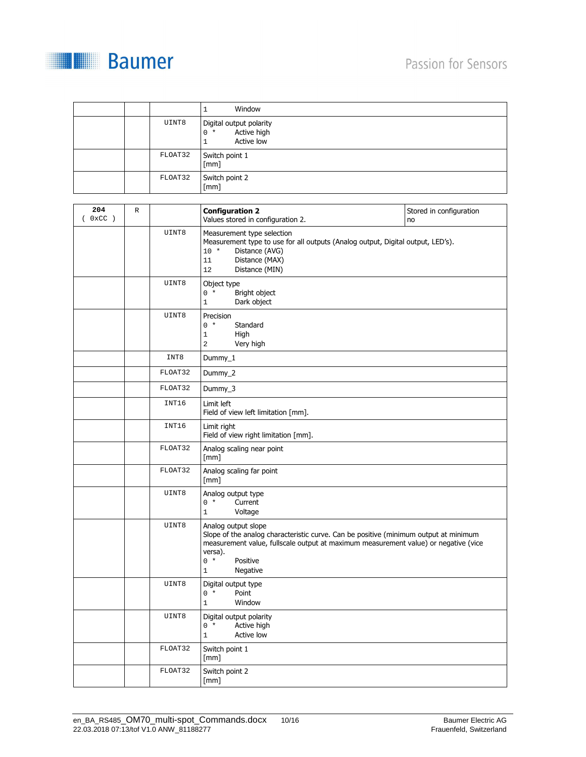| | | | | |
|---|---|---|---|---|
| | | | 1 Window | |
| | | UINT8 | Digital output polarity<br>0 * Active high<br>1 Active low | |
| | | FLOAT32 | Switch point 1<br>[mm] | |
| | | FLOAT32 | Switch point 2<br>[mm] | |

| | | | | |
|---|---|---|---|---|
| **204**<br>( 0xCC ) | R | | **Configuration 2**<br>Values stored in configuration 2. | Stored in configuration<br>no |
| | | UINT8 | Measurement type selection<br>Measurement type to use for all outputs (Analog output, Digital output, LED's).<br>10 * Distance (AVG)<br>11 Distance (MAX)<br>12 Distance (MIN) | |
| | | UINT8 | Object type<br>0 * Bright object<br>1 Dark object | |
| | | UINT8 | Precision<br>0 * Standard<br>1 High<br>2 Very high | |
| | | INT8 | Dummy_1 | |
| | | FLOAT32 | Dummy_2 | |
| | | FLOAT32 | Dummy_3 | |
| | | INT16 | Limit left<br>Field of view left limitation [mm]. | |
| | | INT16 | Limit right<br>Field of view right limitation [mm]. | |
| | | FLOAT32 | Analog scaling near point<br>[mm] | |
| | | FLOAT32 | Analog scaling far point<br>[mm] | |
| | | UINT8 | Analog output type<br>0 * Current<br>1 Voltage | |
| | | UINT8 | Analog output slope<br>Slope of the analog characteristic curve. Can be positive (minimum output at minimum measurement value, fullscale output at maximum measurement value) or negative (vice versa).<br>0 * Positive<br>1 Negative | |
| | | UINT8 | Digital output type<br>0 * Point<br>1 Window | |
| | | UINT8 | Digital output polarity<br>0 * Active high<br>1 Active low | |
| | | FLOAT32 | Switch point 1<br>[mm] | |
| | | FLOAT32 | Switch point 2<br>[mm] | |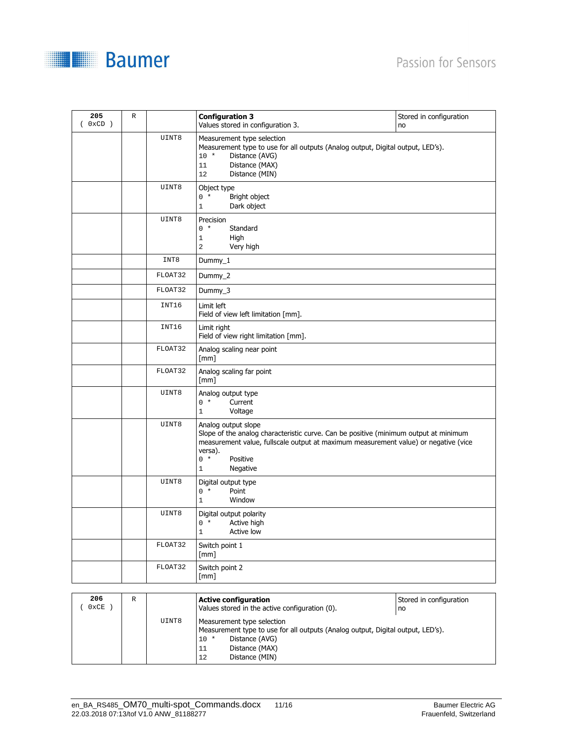| 205 ( 0xCD ) | R | | **Configuration 3**<br>Values stored in configuration 3. | Stored in configuration<br>no |
|---|---|---|---|---|
| | | UINT8 | Measurement type selection<br>Measurement type to use for all outputs (Analog output, Digital output, LED's).<br>10 * Distance (AVG)<br>11 Distance (MAX)<br>12 Distance (MIN) | |
| | | UINT8 | Object type<br>0 * Bright object<br>1 Dark object | |
| | | UINT8 | Precision<br>0 * Standard<br>1 High<br>2 Very high | |
| | | INT8 | Dummy_1 | |
| | | FLOAT32 | Dummy_2 | |
| | | FLOAT32 | Dummy_3 | |
| | | INT16 | Limit left<br>Field of view left limitation [mm]. | |
| | | INT16 | Limit right<br>Field of view right limitation [mm]. | |
| | | FLOAT32 | Analog scaling near point<br>[mm] | |
| | | FLOAT32 | Analog scaling far point<br>[mm] | |
| | | UINT8 | Analog output type<br>0 * Current<br>1 Voltage | |
| | | UINT8 | Analog output slope<br>Slope of the analog characteristic curve. Can be positive (minimum output at minimum measurement value, fullscale output at maximum measurement value) or negative (vice versa).<br>0 * Positive<br>1 Negative | |
| | | UINT8 | Digital output type<br>0 * Point<br>1 Window | |
| | | UINT8 | Digital output polarity<br>0 * Active high<br>1 Active low | |
| | | FLOAT32 | Switch point 1<br>[mm] | |
| | | FLOAT32 | Switch point 2<br>[mm] | |

| 206 ( 0xCE ) | R | | **Active configuration**<br>Values stored in the active configuration (0). | Stored in configuration<br>no |
|---|---|---|---|---|
| | | UINT8 | Measurement type selection<br>Measurement type to use for all outputs (Analog output, Digital output, LED's).<br>10 * Distance (AVG)<br>11 Distance (MAX)<br>12 Distance (MIN) | |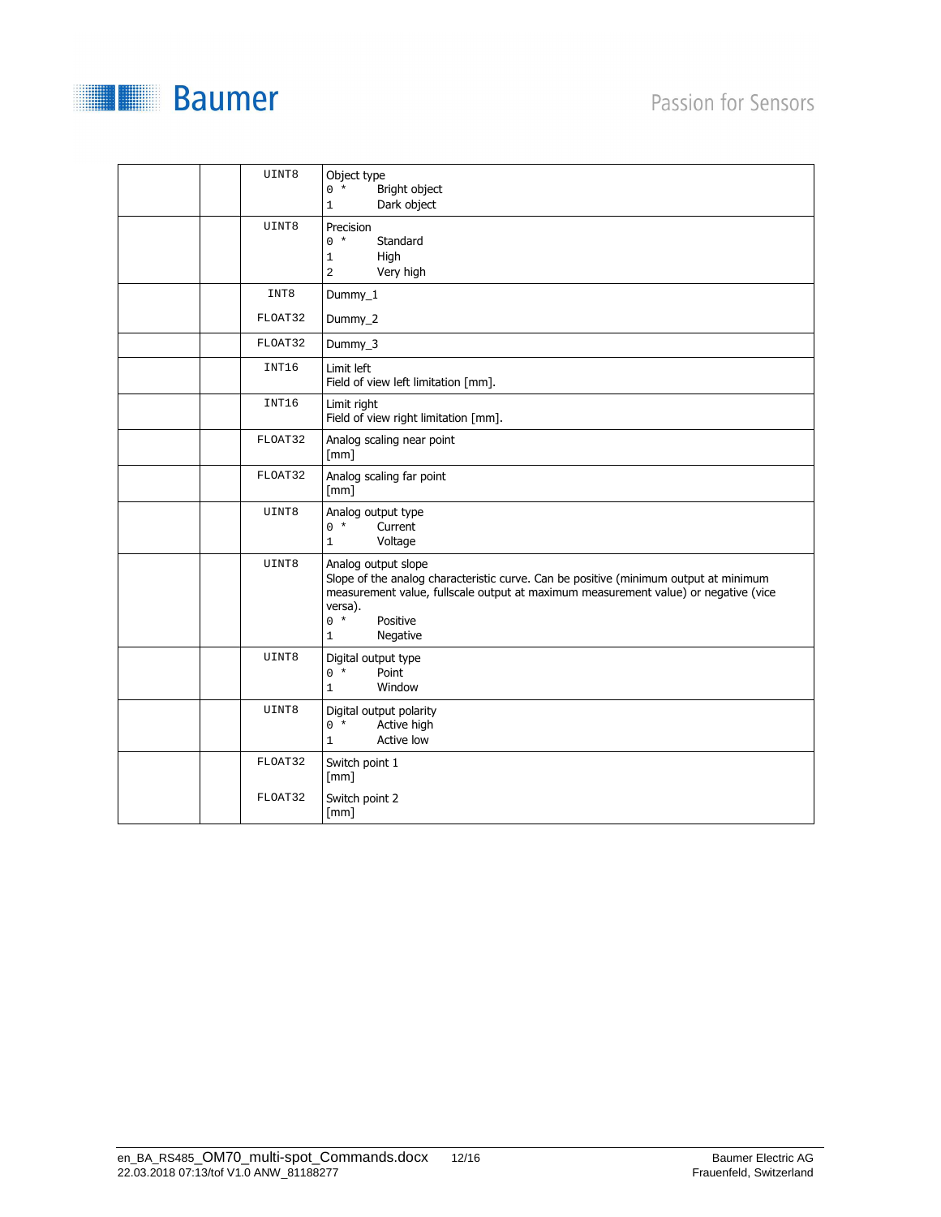| | | | |
|---|---|---|---|
| | | UINT8 | Object type<br>0 * Bright object<br>1 Dark object |
| | | UINT8 | Precision<br>0 * Standard<br>1 High<br>2 Very high |
| | | INT8<br>FLOAT32 | Dummy_1<br>Dummy_2 |
| | | FLOAT32 | Dummy_3 |
| | | INT16 | Limit left<br>Field of view left limitation [mm]. |
| | | INT16 | Limit right<br>Field of view right limitation [mm]. |
| | | FLOAT32 | Analog scaling near point<br>[mm] |
| | | FLOAT32 | Analog scaling far point<br>[mm] |
| | | UINT8 | Analog output type<br>0 * Current<br>1 Voltage |
| | | UINT8 | Analog output slope<br>Slope of the analog characteristic curve. Can be positive (minimum output at minimum measurement value, fullscale output at maximum measurement value) or negative (vice versa).<br>0 * Positive<br>1 Negative |
| | | UINT8 | Digital output type<br>0 * Point<br>1 Window |
| | | UINT8 | Digital output polarity<br>0 * Active high<br>1 Active low |
| | | FLOAT32<br>FLOAT32 | Switch point 1<br>[mm]<br>Switch point 2<br>[mm] |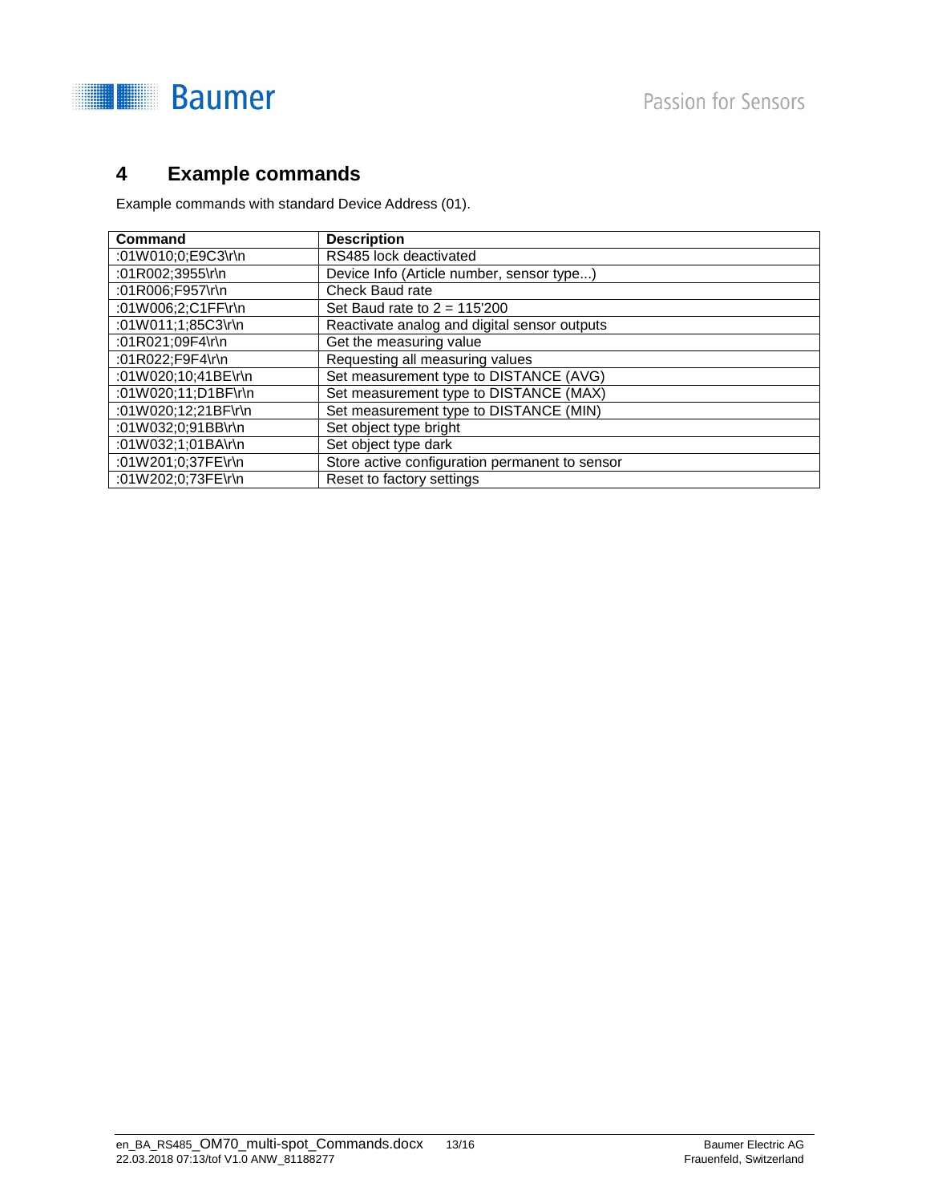# 4 Example commands

Example commands with standard Device Address (01).

| Command | Description |
|---|---|
| :01W010;0;E9C3\r\n | RS485 lock deactivated |
| :01R002;3955\r\n | Device Info (Article number, sensor type...) |
| :01R006;F957\r\n | Check Baud rate |
| :01W006;2;C1FF\r\n | Set Baud rate to 2 = 115'200 |
| :01W011;1;85C3\r\n | Reactivate analog and digital sensor outputs |
| :01R021;09F4\r\n | Get the measuring value |
| :01R022;F9F4\r\n | Requesting all measuring values |
| :01W020;10;41BE\r\n | Set measurement type to DISTANCE (AVG) |
| :01W020;11;D1BF\r\n | Set measurement type to DISTANCE (MAX) |
| :01W020;12;21BF\r\n | Set measurement type to DISTANCE (MIN) |
| :01W032;0;91BB\r\n | Set object type bright |
| :01W032;1;01BA\r\n | Set object type dark |
| :01W201;0;37FE\r\n | Store active configuration permanent to sensor |
| :01W202;0;73FE\r\n | Reset to factory settings |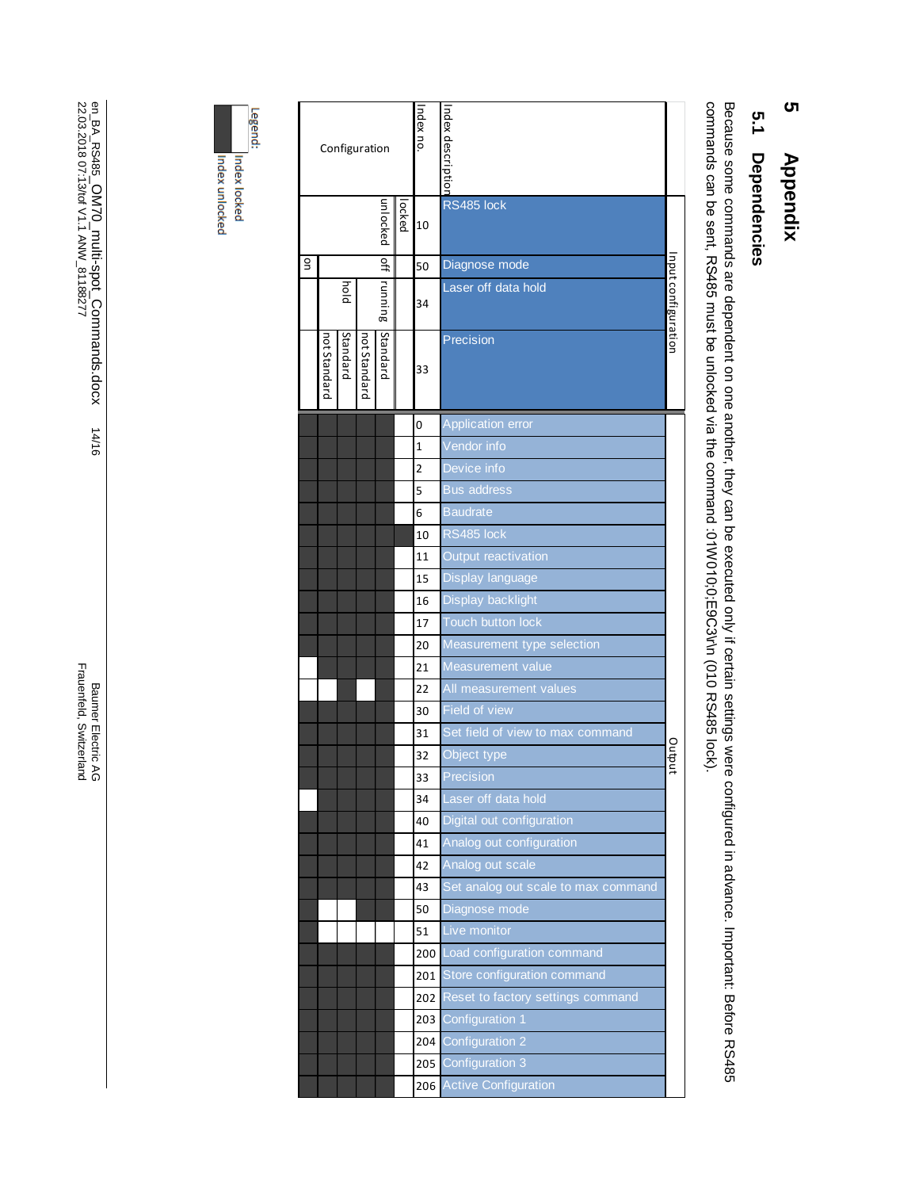# 5 Appendix

## 5.1 Dependencies

Because some commands are dependent on one another, they can be executed only if certain settings were configured in advance. Important: Before RS485 commands can be sent, RS485 must be unlocked via the command :01W010;0;E9C3\r\n (010 RS485 lock).

| | Index description | Index no. | Configuration | | | | | |
|---|---|---|---|---|---|---|---|---|
| Input configuration | RS485 lock | 10 | locked | unlocked | unlocked | unlocked | unlocked | unlocked |
| | Diagnose mode | 50 | | off | off | off | off | on |
| | Laser off data hold | 34 | | running | running | hold | hold | |
| | Precision | 33 | | Standard | not Standard | Standard | not Standard | |
| Output | Application error | 0 | locked | unlocked | unlocked | unlocked | unlocked | unlocked |
| | Vendor info | 1 | locked | unlocked | unlocked | unlocked | unlocked | unlocked |
| | Device info | 2 | locked | unlocked | unlocked | unlocked | unlocked | unlocked |
| | Bus address | 5 | locked | unlocked | unlocked | unlocked | unlocked | unlocked |
| | Baudrate | 6 | locked | unlocked | unlocked | unlocked | unlocked | unlocked |
| | RS485 lock | 10 | unlocked | unlocked | unlocked | unlocked | unlocked | unlocked |
| | Output reactivation | 11 | locked | unlocked | unlocked | unlocked | unlocked | unlocked |
| | Display language | 15 | locked | unlocked | unlocked | unlocked | unlocked | unlocked |
| | Display backlight | 16 | locked | unlocked | unlocked | unlocked | unlocked | unlocked |
| | Touch button lock | 17 | locked | unlocked | unlocked | unlocked | unlocked | unlocked |
| | Measurement type selection | 20 | locked | unlocked | unlocked | unlocked | unlocked | unlocked |
| | Measurement value | 21 | locked | unlocked | unlocked | unlocked | unlocked | locked |
| | All measurement values | 22 | locked | unlocked | locked | unlocked | locked | locked |
| | Field of view | 30 | locked | unlocked | unlocked | unlocked | unlocked | unlocked |
| | Set field of view to max command | 31 | locked | unlocked | unlocked | unlocked | unlocked | unlocked |
| | Object type | 32 | locked | unlocked | unlocked | unlocked | unlocked | unlocked |
| | Precision | 33 | locked | unlocked | unlocked | unlocked | unlocked | unlocked |
| | Laser off data hold | 34 | locked | unlocked | unlocked | unlocked | unlocked | locked |
| | Digital out configuration | 40 | locked | unlocked | unlocked | unlocked | unlocked | unlocked |
| | Analog out configuration | 41 | locked | unlocked | unlocked | unlocked | unlocked | unlocked |
| | Analog out scale | 42 | locked | unlocked | unlocked | unlocked | unlocked | unlocked |
| | Set analog out scale to max command | 43 | locked | unlocked | unlocked | unlocked | unlocked | unlocked |
| | Diagnose mode | 50 | locked | unlocked | unlocked | locked | locked | unlocked |
| | Live monitor | 51 | locked | locked | locked | locked | locked | unlocked |
| | Load configuration command | 200 | locked | unlocked | unlocked | unlocked | unlocked | unlocked |
| | Store configuration command | 201 | locked | unlocked | unlocked | unlocked | unlocked | unlocked |
| | Reset to factory settings command | 202 | locked | unlocked | unlocked | unlocked | unlocked | unlocked |
| | Configuration 1 | 203 | locked | unlocked | unlocked | unlocked | unlocked | unlocked |
| | Configuration 2 | 204 | locked | unlocked | unlocked | unlocked | unlocked | unlocked |
| | Configuration 3 | 205 | locked | unlocked | unlocked | unlocked | unlocked | unlocked |
| | Active Configuration | 206 | locked | unlocked | unlocked | unlocked | unlocked | unlocked |

Legend:
- Index locked
- Index unlocked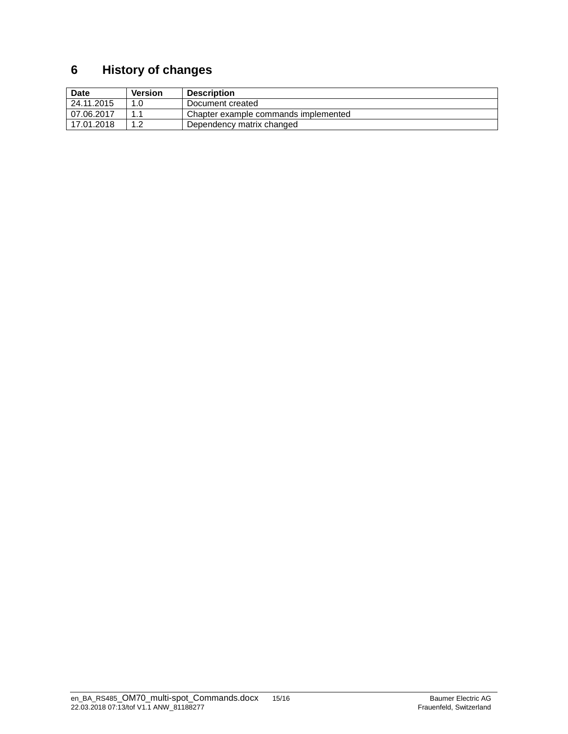# 6 History of changes

| Date | Version | Description |
|---|---|---|
| 24.11.2015 | 1.0 | Document created |
| 07.06.2017 | 1.1 | Chapter example commands implemented |
| 17.01.2018 | 1.2 | Dependency matrix changed |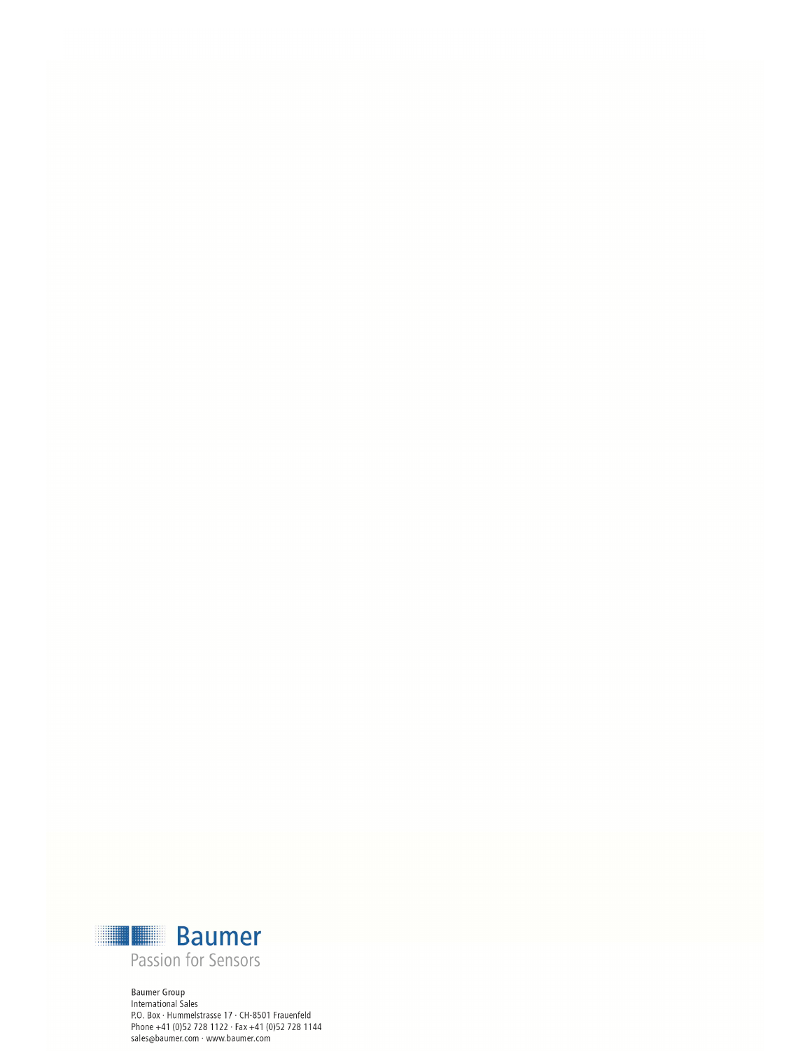Baumer

Passion for Sensors

Baumer Group
International Sales
P.O. Box · Hummelstrasse 17 · CH-8501 Frauenfeld
Phone +41 (0)52 728 1122 · Fax +41 (0)52 728 1144
sales@baumer.com · www.baumer.com